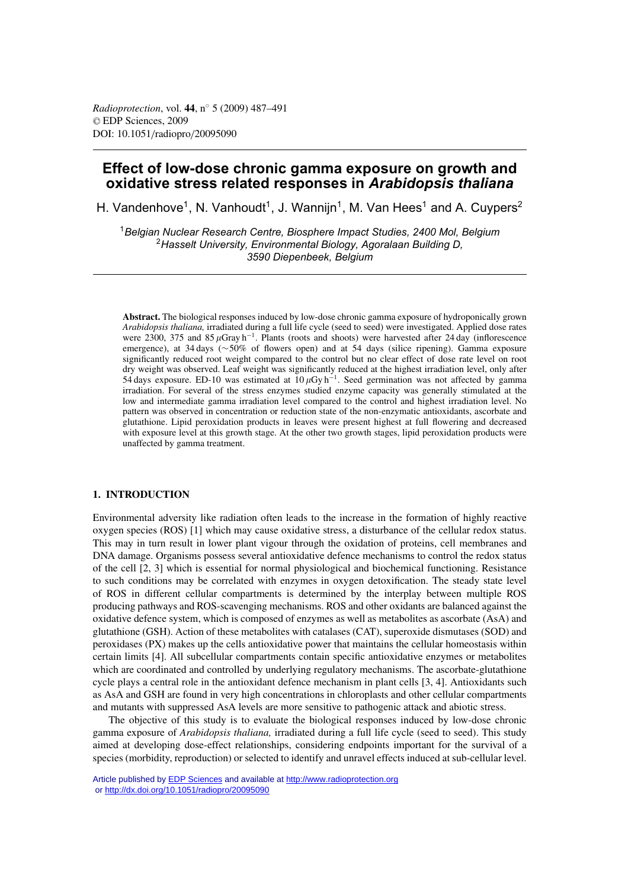# Effect of low-dose chronic gamma exposure on growth and oxidative stress related responses in *Arabidopsis thaliana*

H. Vandenhove[1], N. Vanhoudt[1], J. Wannijn[1], M. Van Hees[1] and A. Cuypers[2]

[1]*Belgian Nuclear Research Centre, Biosphere Impact Studies, 2400 Mol, Belgium*
[2]*Hasselt University, Environmental Biology, Agoralaan Building D, 3590 Diepenbeek, Belgium*

**Abstract.** The biological responses induced by low-dose chronic gamma exposure of hydroponically grown *Arabidopsis thaliana,* irradiated during a full life cycle (seed to seed) were investigated. Applied dose rates were 2300, 375 and 85 $\mu$Gray h$^{-1}$. Plants (roots and shoots) were harvested after 24 day (inflorescence emergence), at 34 days (~50% of flowers open) and at 54 days (silice ripening). Gamma exposure significantly reduced root weight compared to the control but no clear effect of dose rate level on root dry weight was observed. Leaf weight was significantly reduced at the highest irradiation level, only after 54 days exposure. ED-10 was estimated at 10 $\mu$Gy h$^{-1}$. Seed germination was not affected by gamma irradiation. For several of the stress enzymes studied enzyme capacity was generally stimulated at the low and intermediate gamma irradiation level compared to the control and highest irradiation level. No pattern was observed in concentration or reduction state of the non-enzymatic antioxidants, ascorbate and glutathione. Lipid peroxidation products in leaves were present highest at full flowering and decreased with exposure level at this growth stage. At the other two growth stages, lipid peroxidation products were unaffected by gamma treatment.

## 1. INTRODUCTION

Environmental adversity like radiation often leads to the increase in the formation of highly reactive oxygen species (ROS) [1] which may cause oxidative stress, a disturbance of the cellular redox status. This may in turn result in lower plant vigour through the oxidation of proteins, cell membranes and DNA damage. Organisms possess several antioxidative defence mechanisms to control the redox status of the cell [2, 3] which is essential for normal physiological and biochemical functioning. Resistance to such conditions may be correlated with enzymes in oxygen detoxification. The steady state level of ROS in different cellular compartments is determined by the interplay between multiple ROS producing pathways and ROS-scavenging mechanisms. ROS and other oxidants are balanced against the oxidative defence system, which is composed of enzymes as well as metabolites as ascorbate (AsA) and glutathione (GSH). Action of these metabolites with catalases (CAT), superoxide dismutases (SOD) and peroxidases (PX) makes up the cells antioxidative power that maintains the cellular homeostasis within certain limits [4]. All subcellular compartments contain specific antioxidative enzymes or metabolites which are coordinated and controlled by underlying regulatory mechanisms. The ascorbate-glutathione cycle plays a central role in the antioxidant defence mechanism in plant cells [3, 4]. Antioxidants such as AsA and GSH are found in very high concentrations in chloroplasts and other cellular compartments and mutants with suppressed AsA levels are more sensitive to pathogenic attack and abiotic stress.

The objective of this study is to evaluate the biological responses induced by low-dose chronic gamma exposure of *Arabidopsis thaliana,* irradiated during a full life cycle (seed to seed). This study aimed at developing dose-effect relationships, considering endpoints important for the survival of a species (morbidity, reproduction) or selected to identify and unravel effects induced at sub-cellular level.

Article published by EDP Sciences and available at http://www.radioprotection.org or http://dx.doi.org/10.1051/radiopro/20095090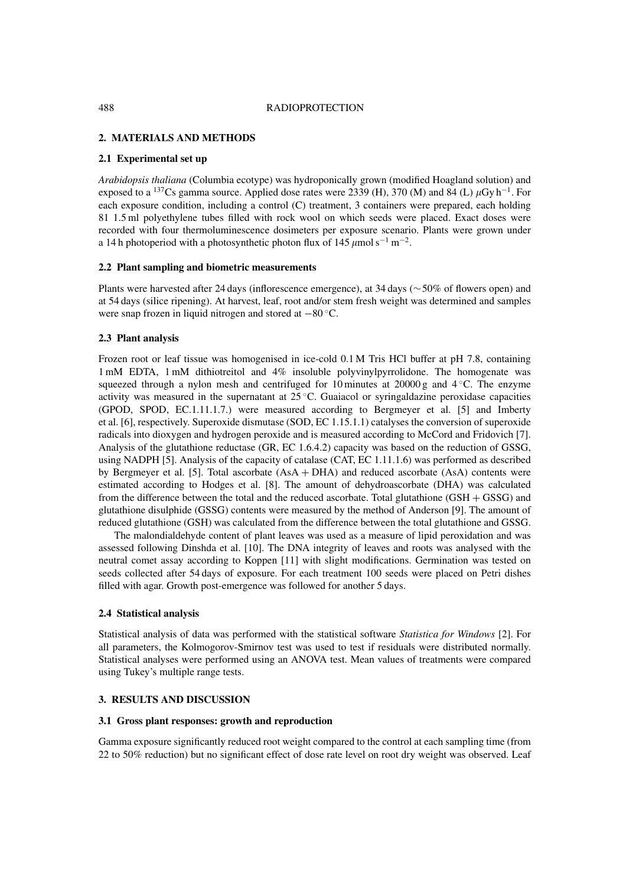## 2. MATERIALS AND METHODS

### 2.1 Experimental set up

*Arabidopsis thaliana* (Columbia ecotype) was hydroponically grown (modified Hoagland solution) and exposed to a $^{137}$Cs gamma source. Applied dose rates were 2339 (H), 370 (M) and 84 (L) $\mu$Gy h$^{-1}$. For each exposure condition, including a control (C) treatment, 3 containers were prepared, each holding 81 1.5 ml polyethylene tubes filled with rock wool on which seeds were placed. Exact doses were recorded with four thermoluminescence dosimeters per exposure scenario. Plants were grown under a 14 h photoperiod with a photosynthetic photon flux of 145 $\mu$mol s$^{-1}$ m$^{-2}$.

### 2.2 Plant sampling and biometric measurements

Plants were harvested after 24 days (inflorescence emergence), at 34 days (~50% of flowers open) and at 54 days (silice ripening). At harvest, leaf, root and/or stem fresh weight was determined and samples were snap frozen in liquid nitrogen and stored at −80 °C.

### 2.3 Plant analysis

Frozen root or leaf tissue was homogenised in ice-cold 0.1 M Tris HCl buffer at pH 7.8, containing 1 mM EDTA, 1 mM dithiotreitol and 4% insoluble polyvinylpyrrolidone. The homogenate was squeezed through a nylon mesh and centrifuged for 10 minutes at 20000 g and 4 °C. The enzyme activity was measured in the supernatant at 25 °C. Guaiacol or syringaldazine peroxidase capacities (GPOD, SPOD, EC.1.11.1.7.) were measured according to Bergmeyer et al. [5] and Imberty et al. [6], respectively. Superoxide dismutase (SOD, EC 1.15.1.1) catalyses the conversion of superoxide radicals into dioxygen and hydrogen peroxide and is measured according to McCord and Fridovich [7]. Analysis of the glutathione reductase (GR, EC 1.6.4.2) capacity was based on the reduction of GSSG, using NADPH [5]. Analysis of the capacity of catalase (CAT, EC 1.11.1.6) was performed as described by Bergmeyer et al. [5]. Total ascorbate (AsA + DHA) and reduced ascorbate (AsA) contents were estimated according to Hodges et al. [8]. The amount of dehydroascorbate (DHA) was calculated from the difference between the total and the reduced ascorbate. Total glutathione (GSH + GSSG) and glutathione disulphide (GSSG) contents were measured by the method of Anderson [9]. The amount of reduced glutathione (GSH) was calculated from the difference between the total glutathione and GSSG.

The malondialdehyde content of plant leaves was used as a measure of lipid peroxidation and was assessed following Dinshda et al. [10]. The DNA integrity of leaves and roots was analysed with the neutral comet assay according to Koppen [11] with slight modifications. Germination was tested on seeds collected after 54 days of exposure. For each treatment 100 seeds were placed on Petri dishes filled with agar. Growth post-emergence was followed for another 5 days.

### 2.4 Statistical analysis

Statistical analysis of data was performed with the statistical software *Statistica for Windows* [2]. For all parameters, the Kolmogorov-Smirnov test was used to test if residuals were distributed normally. Statistical analyses were performed using an ANOVA test. Mean values of treatments were compared using Tukey's multiple range tests.

## 3. RESULTS AND DISCUSSION

### 3.1 Gross plant responses: growth and reproduction

Gamma exposure significantly reduced root weight compared to the control at each sampling time (from 22 to 50% reduction) but no significant effect of dose rate level on root dry weight was observed. Leaf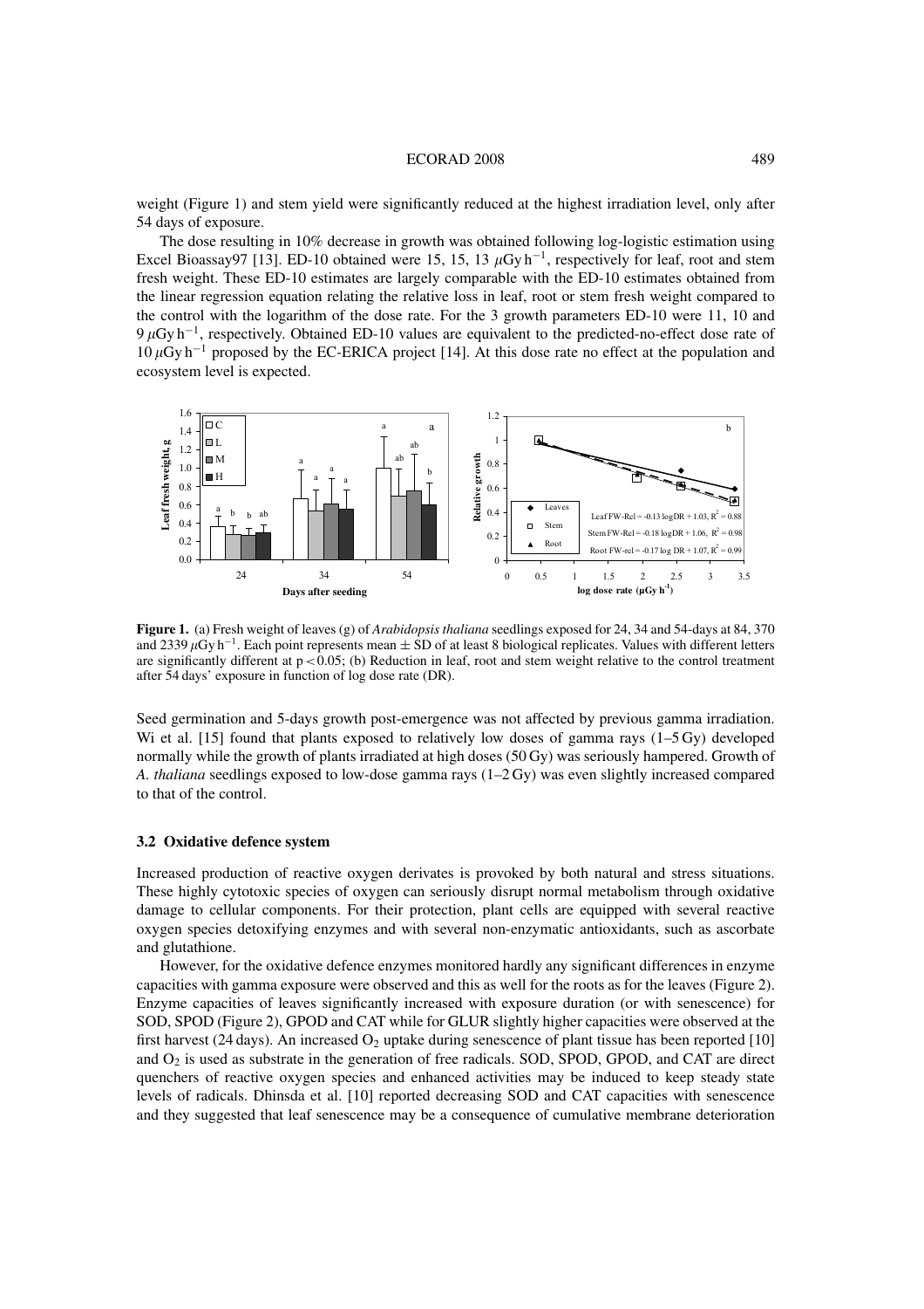weight (Figure 1) and stem yield were significantly reduced at the highest irradiation level, only after 54 days of exposure.

The dose resulting in 10% decrease in growth was obtained following log-logistic estimation using Excel Bioassay97 [13]. ED-10 obtained were 15, 15, 13 $\mu$Gy h$^{-1}$, respectively for leaf, root and stem fresh weight. These ED-10 estimates are largely comparable with the ED-10 estimates obtained from the linear regression equation relating the relative loss in leaf, root or stem fresh weight compared to the control with the logarithm of the dose rate. For the 3 growth parameters ED-10 were 11, 10 and 9 $\mu$Gy h$^{-1}$, respectively. Obtained ED-10 values are equivalent to the predicted-no-effect dose rate of 10 $\mu$Gy h$^{-1}$ proposed by the EC-ERICA project [14]. At this dose rate no effect at the population and ecosystem level is expected.

**Figure 1.** (a) Fresh weight of leaves (g) of *Arabidopsis thaliana* seedlings exposed for 24, 34 and 54-days at 84, 370 and 2339 $\mu$Gy h$^{-1}$. Each point represents mean ± SD of at least 8 biological replicates. Values with different letters are significantly different at $p < 0.05$; (b) Reduction in leaf, root and stem weight relative to the control treatment after 54 days' exposure in function of log dose rate (DR).

Seed germination and 5-days growth post-emergence was not affected by previous gamma irradiation. Wi et al. [15] found that plants exposed to relatively low doses of gamma rays (1–5 Gy) developed normally while the growth of plants irradiated at high doses (50 Gy) was seriously hampered. Growth of *A. thaliana* seedlings exposed to low-dose gamma rays (1–2 Gy) was even slightly increased compared to that of the control.

### 3.2 Oxidative defence system

Increased production of reactive oxygen derivates is provoked by both natural and stress situations. These highly cytotoxic species of oxygen can seriously disrupt normal metabolism through oxidative damage to cellular components. For their protection, plant cells are equipped with several reactive oxygen species detoxifying enzymes and with several non-enzymatic antioxidants, such as ascorbate and glutathione.

However, for the oxidative defence enzymes monitored hardly any significant differences in enzyme capacities with gamma exposure were observed and this as well for the roots as for the leaves (Figure 2). Enzyme capacities of leaves significantly increased with exposure duration (or with senescence) for SOD, SPOD (Figure 2), GPOD and CAT while for GLUR slightly higher capacities were observed at the first harvest (24 days). An increased $O_2$ uptake during senescence of plant tissue has been reported [10] and $O_2$ is used as substrate in the generation of free radicals. SOD, SPOD, GPOD, and CAT are direct quenchers of reactive oxygen species and enhanced activities may be induced to keep steady state levels of radicals. Dhinsda et al. [10] reported decreasing SOD and CAT capacities with senescence and they suggested that leaf senescence may be a consequence of cumulative membrane deterioration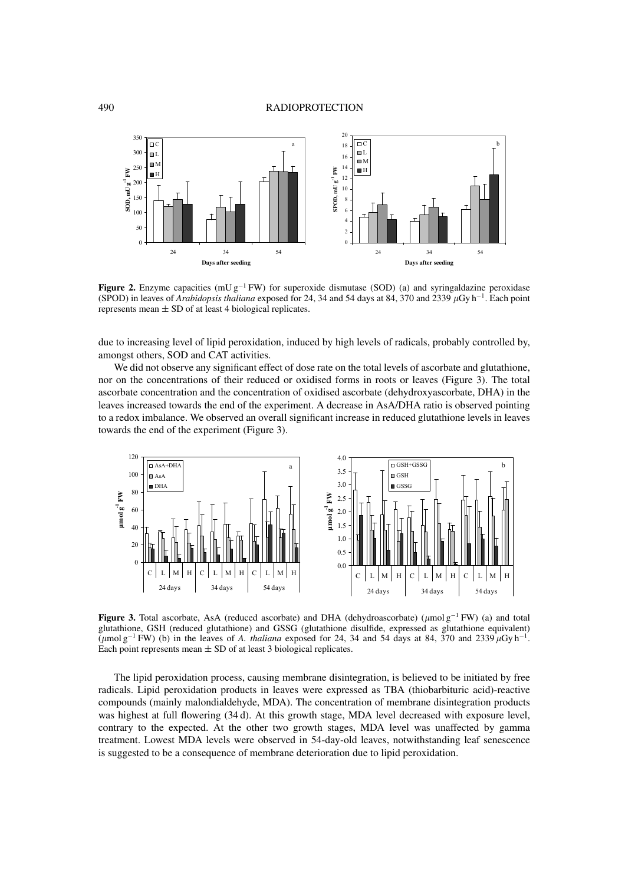**Figure 2.** Enzyme capacities (mU $g^{-1}$ FW) for superoxide dismutase (SOD) (a) and syringaldazine peroxidase (SPOD) in leaves of *Arabidopsis thaliana* exposed for 24, 34 and 54 days at 84, 370 and 2339 $\mu$Gy $h^{-1}$. Each point represents mean $\pm$ SD of at least 4 biological replicates.

due to increasing level of lipid peroxidation, induced by high levels of radicals, probably controlled by, amongst others, SOD and CAT activities.

We did not observe any significant effect of dose rate on the total levels of ascorbate and glutathione, nor on the concentrations of their reduced or oxidised forms in roots or leaves (Figure 3). The total ascorbate concentration and the concentration of oxidised ascorbate (dehydroxyascorbate, DHA) in the leaves increased towards the end of the experiment. A decrease in AsA/DHA ratio is observed pointing to a redox imbalance. We observed an overall significant increase in reduced glutathione levels in leaves towards the end of the experiment (Figure 3).

**Figure 3.** Total ascorbate, AsA (reduced ascorbate) and DHA (dehydroascorbate) ($\mu$mol $g^{-1}$ FW) (a) and total glutathione, GSH (reduced glutathione) and GSSG (glutathione disulfide, expressed as glutathione equivalent) ($\mu$mol $g^{-1}$ FW) (b) in the leaves of *A. thaliana* exposed for 24, 34 and 54 days at 84, 370 and 2339 $\mu$Gy $h^{-1}$. Each point represents mean $\pm$ SD of at least 3 biological replicates.

The lipid peroxidation process, causing membrane disintegration, is believed to be initiated by free radicals. Lipid peroxidation products in leaves were expressed as TBA (thiobarbituric acid)-reactive compounds (mainly malondialdehyde, MDA). The concentration of membrane disintegration products was highest at full flowering (34 d). At this growth stage, MDA level decreased with exposure level, contrary to the expected. At the other two growth stages, MDA level was unaffected by gamma treatment. Lowest MDA levels were observed in 54-day-old leaves, notwithstanding leaf senescence is suggested to be a consequence of membrane deterioration due to lipid peroxidation.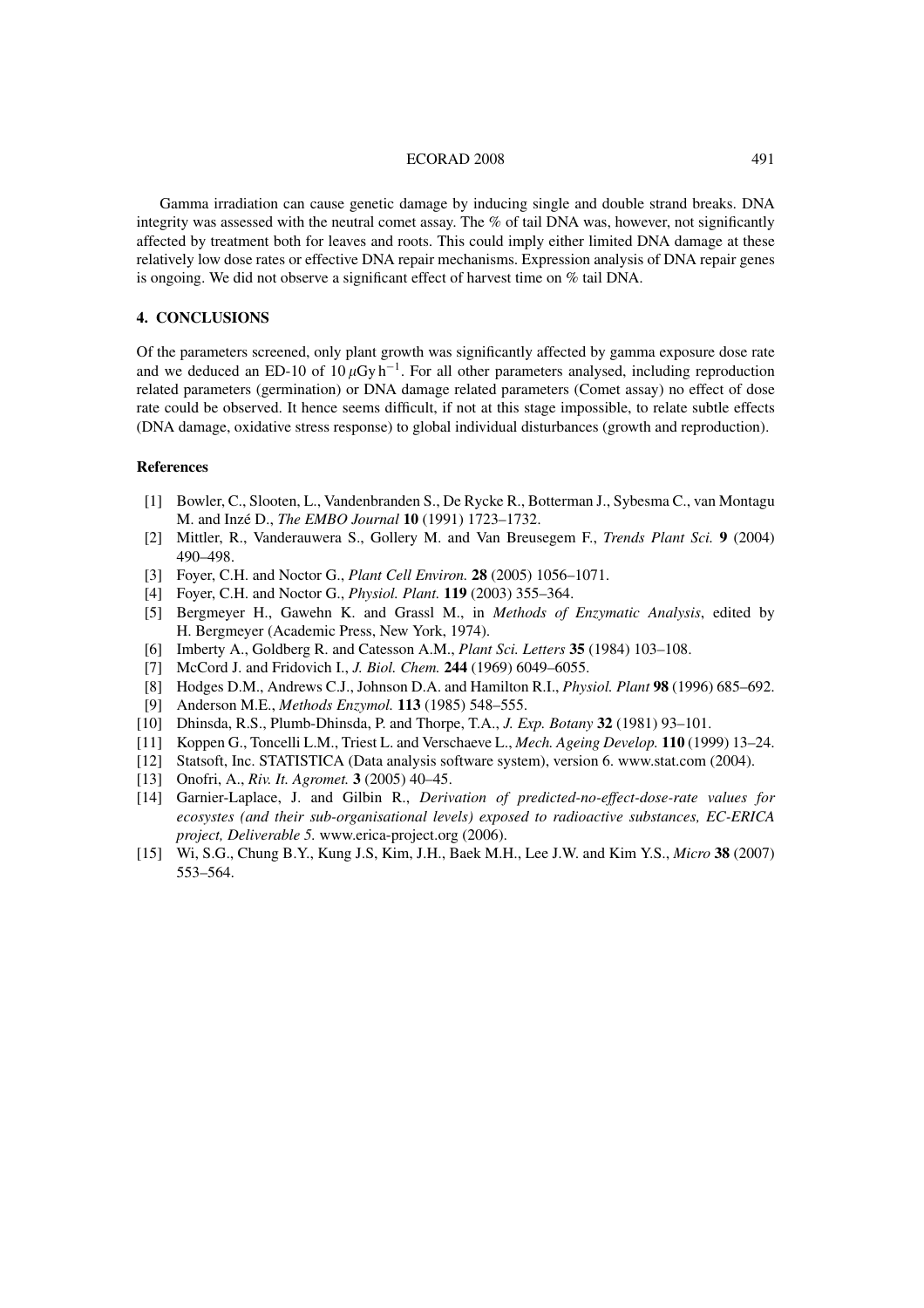Gamma irradiation can cause genetic damage by inducing single and double strand breaks. DNA integrity was assessed with the neutral comet assay. The % of tail DNA was, however, not significantly affected by treatment both for leaves and roots. This could imply either limited DNA damage at these relatively low dose rates or effective DNA repair mechanisms. Expression analysis of DNA repair genes is ongoing. We did not observe a significant effect of harvest time on % tail DNA.

## 4. CONCLUSIONS

Of the parameters screened, only plant growth was significantly affected by gamma exposure dose rate and we deduced an ED-10 of 10 $\mu$Gy h$^{-1}$. For all other parameters analysed, including reproduction related parameters (germination) or DNA damage related parameters (Comet assay) no effect of dose rate could be observed. It hence seems difficult, if not at this stage impossible, to relate subtle effects (DNA damage, oxidative stress response) to global individual disturbances (growth and reproduction).

### References

[1] Bowler, C., Slooten, L., Vandenbranden S., De Rycke R., Botterman J., Sybesma C., van Montagu M. and Inzé D., *The EMBO Journal* **10** (1991) 1723–1732.

[2] Mittler, R., Vanderauwera S., Gollery M. and Van Breusegem F., *Trends Plant Sci.* **9** (2004) 490–498.

[3] Foyer, C.H. and Noctor G., *Plant Cell Environ.* **28** (2005) 1056–1071.

[4] Foyer, C.H. and Noctor G., *Physiol. Plant.* **119** (2003) 355–364.

[5] Bergmeyer H., Gawehn K. and Grassl M., in *Methods of Enzymatic Analysis*, edited by H. Bergmeyer (Academic Press, New York, 1974).

[6] Imberty A., Goldberg R. and Catesson A.M., *Plant Sci. Letters* **35** (1984) 103–108.

[7] McCord J. and Fridovich I., *J. Biol. Chem.* **244** (1969) 6049–6055.

[8] Hodges D.M., Andrews C.J., Johnson D.A. and Hamilton R.I., *Physiol. Plant* **98** (1996) 685–692.

[9] Anderson M.E., *Methods Enzymol.* **113** (1985) 548–555.

[10] Dhinsda, R.S., Plumb-Dhinsda, P. and Thorpe, T.A., *J. Exp. Botany* **32** (1981) 93–101.

[11] Koppen G., Toncelli L.M., Triest L. and Verschaeve L., *Mech. Ageing Develop.* **110** (1999) 13–24.

[12] Statsoft, Inc. STATISTICA (Data analysis software system), version 6. www.stat.com (2004).

[13] Onofri, A., *Riv. It. Agromet.* **3** (2005) 40–45.

[14] Garnier-Laplace, J. and Gilbin R., *Derivation of predicted-no-effect-dose-rate values for ecosystes (and their sub-organisational levels) exposed to radioactive substances, EC-ERICA project, Deliverable 5.* www.erica-project.org (2006).

[15] Wi, S.G., Chung B.Y., Kung J.S, Kim, J.H., Baek M.H., Lee J.W. and Kim Y.S., *Micro* **38** (2007) 553–564.